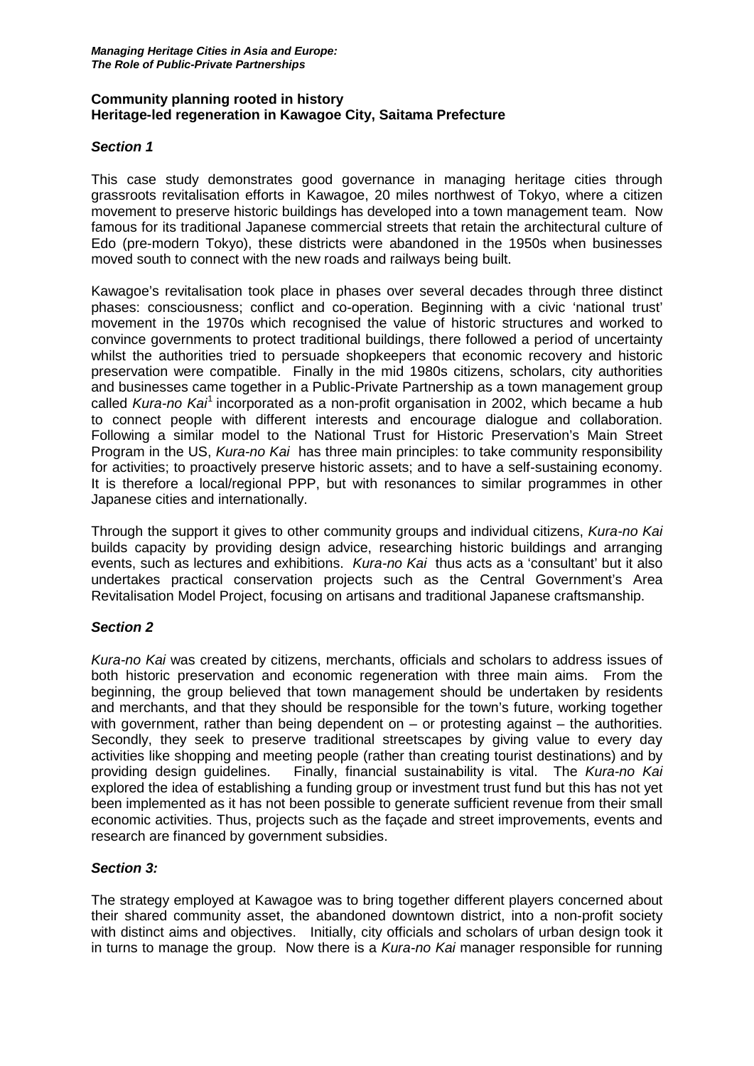# Community planning rooted in history
## Heritage-led regeneration in Kawagoe City, Saitama Prefecture

### *Section 1*

This case study demonstrates good governance in managing heritage cities through grassroots revitalisation efforts in Kawagoe, 20 miles northwest of Tokyo, where a citizen movement to preserve historic buildings has developed into a town management team. Now famous for its traditional Japanese commercial streets that retain the architectural culture of Edo (pre-modern Tokyo), these districts were abandoned in the 1950s when businesses moved south to connect with the new roads and railways being built.

Kawagoe's revitalisation took place in phases over several decades through three distinct phases: consciousness; conflict and co-operation. Beginning with a civic 'national trust' movement in the 1970s which recognised the value of historic structures and worked to convince governments to protect traditional buildings, there followed a period of uncertainty whilst the authorities tried to persuade shopkeepers that economic recovery and historic preservation were compatible. Finally in the mid 1980s citizens, scholars, city authorities and businesses came together in a Public-Private Partnership as a town management group called *Kura-no Kai*[1] incorporated as a non-profit organisation in 2002, which became a hub to connect people with different interests and encourage dialogue and collaboration. Following a similar model to the National Trust for Historic Preservation's Main Street Program in the US, *Kura-no Kai* has three main principles: to take community responsibility for activities; to proactively preserve historic assets; and to have a self-sustaining economy. It is therefore a local/regional PPP, but with resonances to similar programmes in other Japanese cities and internationally.

Through the support it gives to other community groups and individual citizens, *Kura-no Kai* builds capacity by providing design advice, researching historic buildings and arranging events, such as lectures and exhibitions. *Kura-no Kai* thus acts as a 'consultant' but it also undertakes practical conservation projects such as the Central Government's Area Revitalisation Model Project, focusing on artisans and traditional Japanese craftsmanship.

### *Section 2*

*Kura-no Kai* was created by citizens, merchants, officials and scholars to address issues of both historic preservation and economic regeneration with three main aims. From the beginning, the group believed that town management should be undertaken by residents and merchants, and that they should be responsible for the town's future, working together with government, rather than being dependent on – or protesting against – the authorities. Secondly, they seek to preserve traditional streetscapes by giving value to every day activities like shopping and meeting people (rather than creating tourist destinations) and by providing design guidelines. Finally, financial sustainability is vital. The *Kura-no Kai* explored the idea of establishing a funding group or investment trust fund but this has not yet been implemented as it has not been possible to generate sufficient revenue from their small economic activities. Thus, projects such as the façade and street improvements, events and research are financed by government subsidies.

### *Section 3:*

The strategy employed at Kawagoe was to bring together different players concerned about their shared community asset, the abandoned downtown district, into a non-profit society with distinct aims and objectives. Initially, city officials and scholars of urban design took it in turns to manage the group. Now there is a *Kura-no Kai* manager responsible for running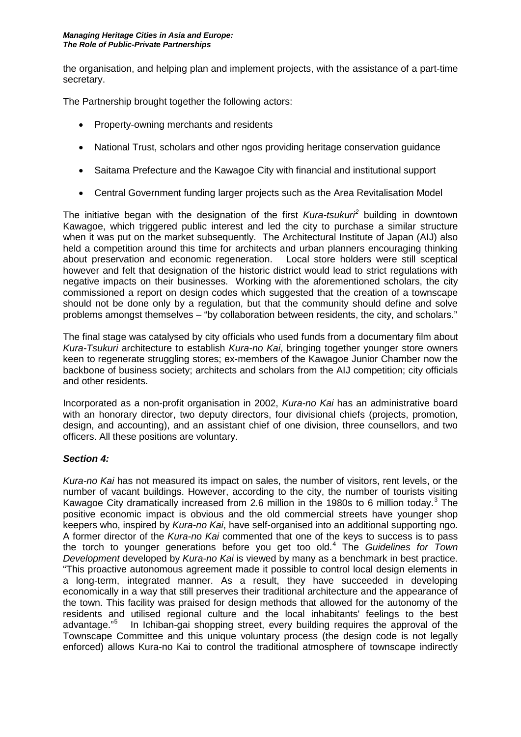the organisation, and helping plan and implement projects, with the assistance of a part-time secretary.

The Partnership brought together the following actors:

- Property-owning merchants and residents
- National Trust, scholars and other ngos providing heritage conservation guidance
- Saitama Prefecture and the Kawagoe City with financial and institutional support
- Central Government funding larger projects such as the Area Revitalisation Model

The initiative began with the designation of the first *Kura-tsukuri*[2] building in downtown Kawagoe, which triggered public interest and led the city to purchase a similar structure when it was put on the market subsequently. The Architectural Institute of Japan (AIJ) also held a competition around this time for architects and urban planners encouraging thinking about preservation and economic regeneration. Local store holders were still sceptical however and felt that designation of the historic district would lead to strict regulations with negative impacts on their businesses. Working with the aforementioned scholars, the city commissioned a report on design codes which suggested that the creation of a townscape should not be done only by a regulation, but that the community should define and solve problems amongst themselves – "by collaboration between residents, the city, and scholars."

The final stage was catalysed by city officials who used funds from a documentary film about *Kura-Tsukuri* architecture to establish *Kura-no Kai*, bringing together younger store owners keen to regenerate struggling stores; ex-members of the Kawagoe Junior Chamber now the backbone of business society; architects and scholars from the AIJ competition; city officials and other residents.

Incorporated as a non-profit organisation in 2002, *Kura-no Kai* has an administrative board with an honorary director, two deputy directors, four divisional chiefs (projects, promotion, design, and accounting), and an assistant chief of one division, three counsellors, and two officers. All these positions are voluntary.

### *Section 4:*

*Kura-no Kai* has not measured its impact on sales, the number of visitors, rent levels, or the number of vacant buildings. However, according to the city, the number of tourists visiting Kawagoe City dramatically increased from 2.6 million in the 1980s to 6 million today.[3] The positive economic impact is obvious and the old commercial streets have younger shop keepers who, inspired by *Kura-no Kai*, have self-organised into an additional supporting ngo. A former director of the *Kura-no Kai* commented that one of the keys to success is to pass the torch to younger generations before you get too old.[4] The *Guidelines for Town Development* developed by *Kura-no Kai* is viewed by many as a benchmark in best practice. "This proactive autonomous agreement made it possible to control local design elements in a long-term, integrated manner. As a result, they have succeeded in developing economically in a way that still preserves their traditional architecture and the appearance of the town. This facility was praised for design methods that allowed for the autonomy of the residents and utilised regional culture and the local inhabitants' feelings to the best advantage."[5] In Ichiban-gai shopping street, every building requires the approval of the Townscape Committee and this unique voluntary process (the design code is not legally enforced) allows Kura-no Kai to control the traditional atmosphere of townscape indirectly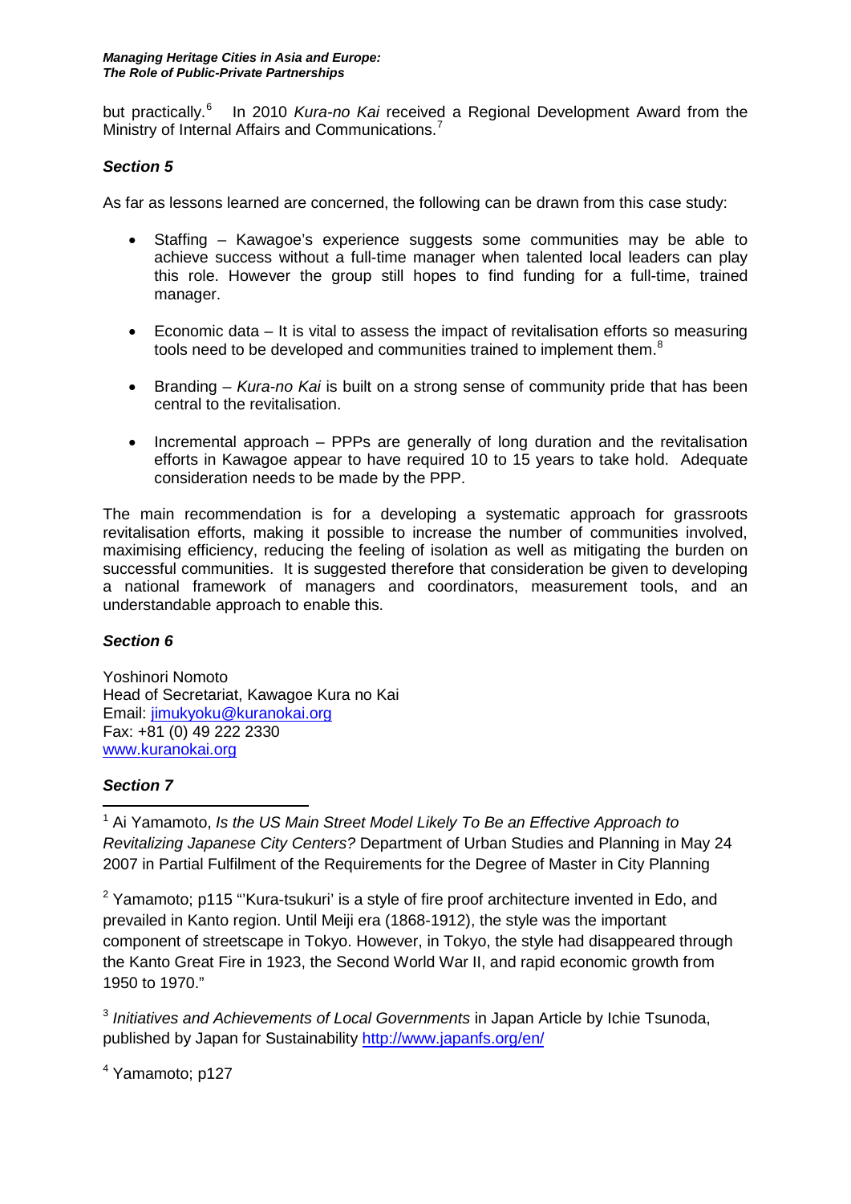but practically.[6] In 2010 *Kura-no Kai* received a Regional Development Award from the Ministry of Internal Affairs and Communications.[7]

### *Section 5*

As far as lessons learned are concerned, the following can be drawn from this case study:

- Staffing – Kawagoe's experience suggests some communities may be able to achieve success without a full-time manager when talented local leaders can play this role. However the group still hopes to find funding for a full-time, trained manager.

- Economic data – It is vital to assess the impact of revitalisation efforts so measuring tools need to be developed and communities trained to implement them.[8]

- Branding – *Kura-no Kai* is built on a strong sense of community pride that has been central to the revitalisation.

- Incremental approach – PPPs are generally of long duration and the revitalisation efforts in Kawagoe appear to have required 10 to 15 years to take hold. Adequate consideration needs to be made by the PPP.

The main recommendation is for a developing a systematic approach for grassroots revitalisation efforts, making it possible to increase the number of communities involved, maximising efficiency, reducing the feeling of isolation as well as mitigating the burden on successful communities. It is suggested therefore that consideration be given to developing a national framework of managers and coordinators, measurement tools, and an understandable approach to enable this.

### *Section 6*

Yoshinori Nomoto
Head of Secretariat, Kawagoe Kura no Kai
Email: jimukyoku@kuranokai.org
Fax: +81 (0) 49 222 2330
www.kuranokai.org

### *Section 7*

---

[1] Ai Yamamoto, *Is the US Main Street Model Likely To Be an Effective Approach to Revitalizing Japanese City Centers?* Department of Urban Studies and Planning in May 24 2007 in Partial Fulfilment of the Requirements for the Degree of Master in City Planning

[2] Yamamoto; p115 "'Kura-tsukuri' is a style of fire proof architecture invented in Edo, and prevailed in Kanto region. Until Meiji era (1868-1912), the style was the important component of streetscape in Tokyo. However, in Tokyo, the style had disappeared through the Kanto Great Fire in 1923, the Second World War II, and rapid economic growth from 1950 to 1970."

[3] *Initiatives and Achievements of Local Governments* in Japan Article by Ichie Tsunoda, published by Japan for Sustainability http://www.japanfs.org/en/

[4] Yamamoto; p127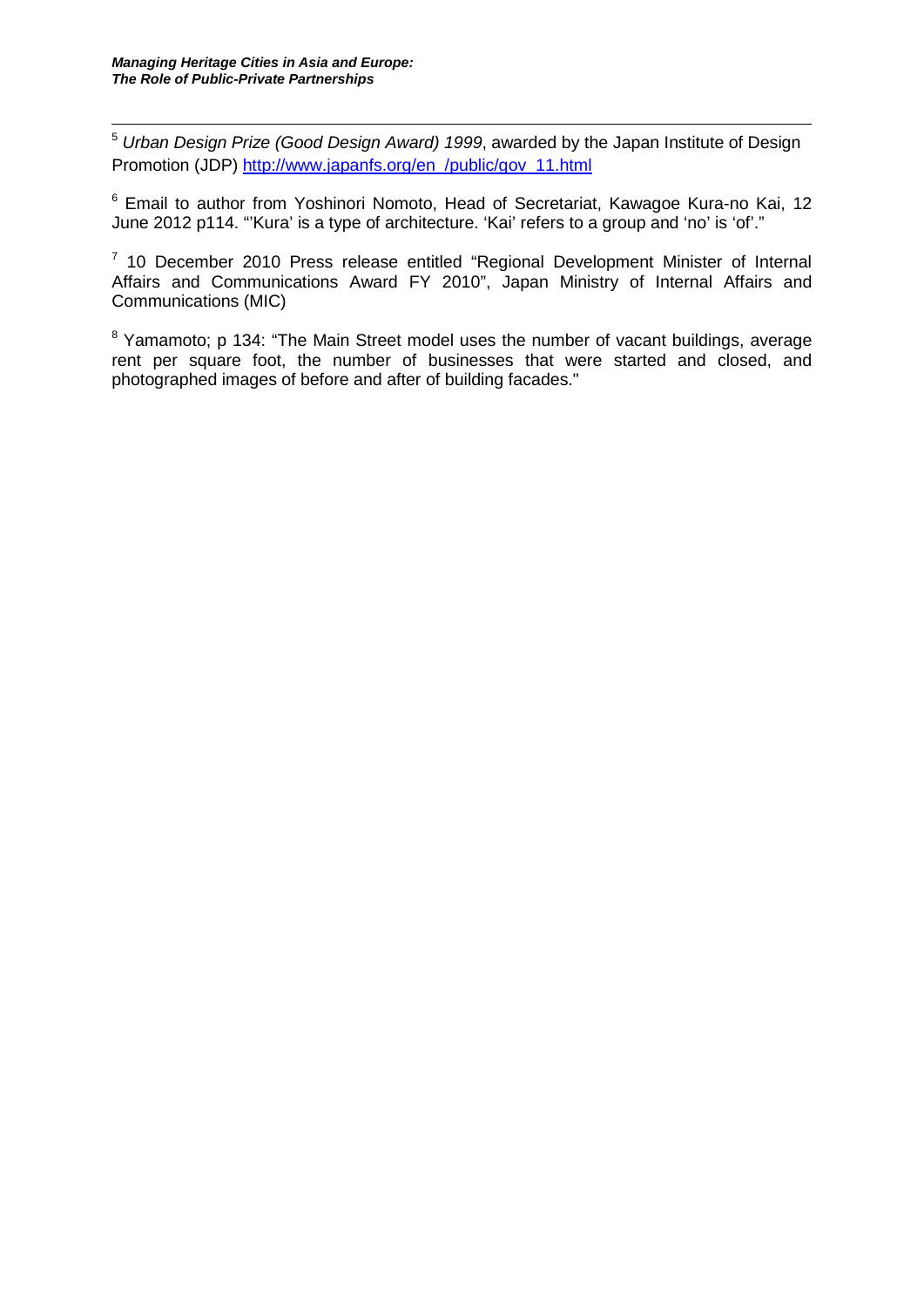[5] *Urban Design Prize (Good Design Award) 1999*, awarded by the Japan Institute of Design Promotion (JDP) http://www.japanfs.org/en_/public/gov_11.html

[6] Email to author from Yoshinori Nomoto, Head of Secretariat, Kawagoe Kura-no Kai, 12 June 2012 p114. "'Kura' is a type of architecture. 'Kai' refers to a group and 'no' is 'of'."

[7] 10 December 2010 Press release entitled "Regional Development Minister of Internal Affairs and Communications Award FY 2010", Japan Ministry of Internal Affairs and Communications (MIC)

[8] Yamamoto; p 134: "The Main Street model uses the number of vacant buildings, average rent per square foot, the number of businesses that were started and closed, and photographed images of before and after of building facades."